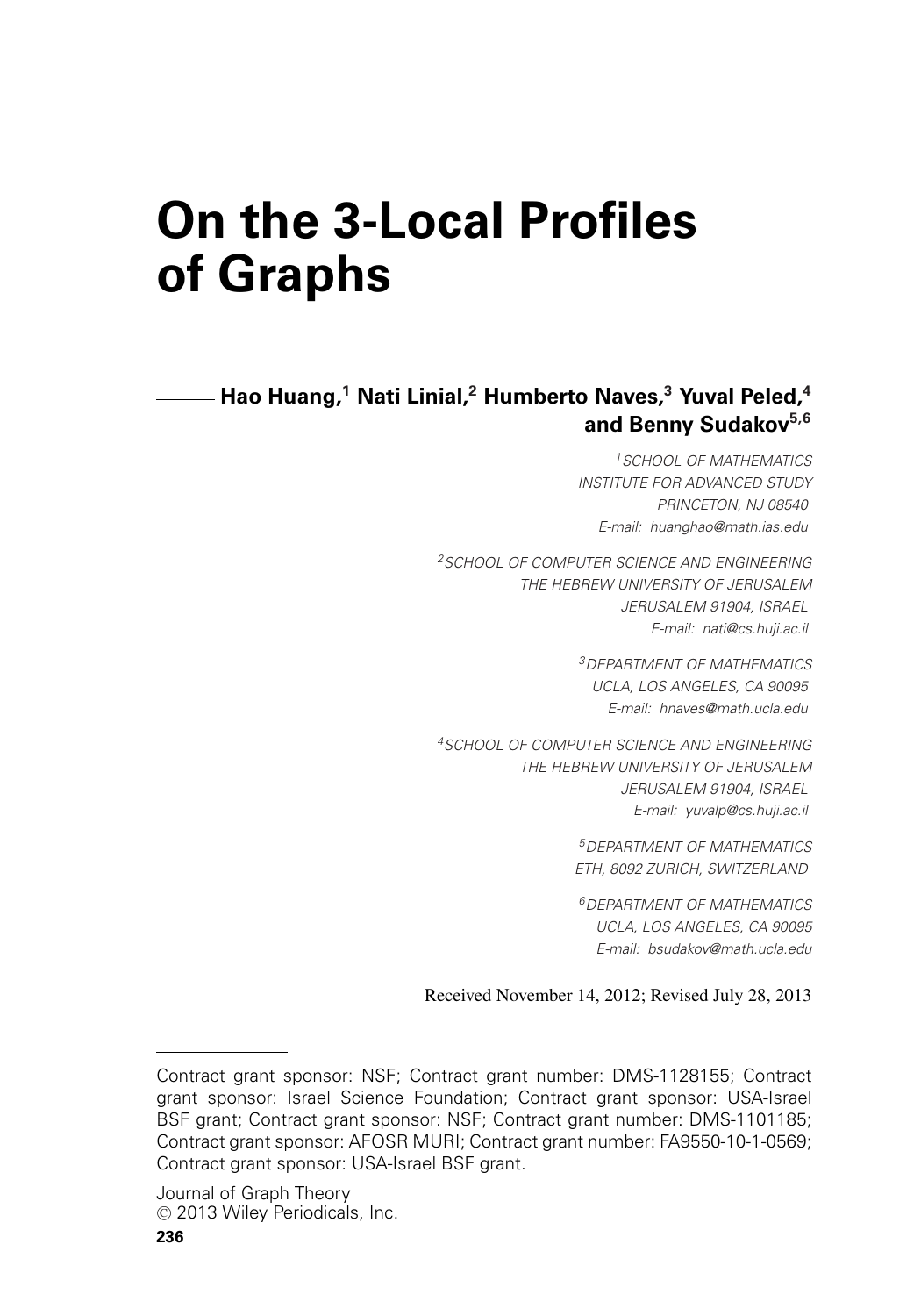# On the 3-Local Profiles of Graphs

**Hao Huang,[1] Nati Linial,[2] Humberto Naves,[3] Yuval Peled,[4] and Benny Sudakov[5,6]**

[1] *SCHOOL OF MATHEMATICS*
*INSTITUTE FOR ADVANCED STUDY*
*PRINCETON, NJ 08540*
*E-mail: huanghao@math.ias.edu*

[2] *SCHOOL OF COMPUTER SCIENCE AND ENGINEERING*
*THE HEBREW UNIVERSITY OF JERUSALEM*
*JERUSALEM 91904, ISRAEL*
*E-mail: nati@cs.huji.ac.il*

[3] *DEPARTMENT OF MATHEMATICS*
*UCLA, LOS ANGELES, CA 90095*
*E-mail: hnaves@math.ucla.edu*

[4] *SCHOOL OF COMPUTER SCIENCE AND ENGINEERING*
*THE HEBREW UNIVERSITY OF JERUSALEM*
*JERUSALEM 91904, ISRAEL*
*E-mail: yuvalp@cs.huji.ac.il*

[5] *DEPARTMENT OF MATHEMATICS*
*ETH, 8092 ZURICH, SWITZERLAND*

[6] *DEPARTMENT OF MATHEMATICS*
*UCLA, LOS ANGELES, CA 90095*
*E-mail: bsudakov@math.ucla.edu*

Received November 14, 2012; Revised July 28, 2013

---

Contract grant sponsor: NSF; Contract grant number: DMS-1128155; Contract grant sponsor: Israel Science Foundation; Contract grant sponsor: USA-Israel BSF grant; Contract grant sponsor: NSF; Contract grant number: DMS-1101185; Contract grant sponsor: AFOSR MURI; Contract grant number: FA9550-10-1-0569; Contract grant sponsor: USA-Israel BSF grant.

Journal of Graph Theory
© 2013 Wiley Periodicals, Inc.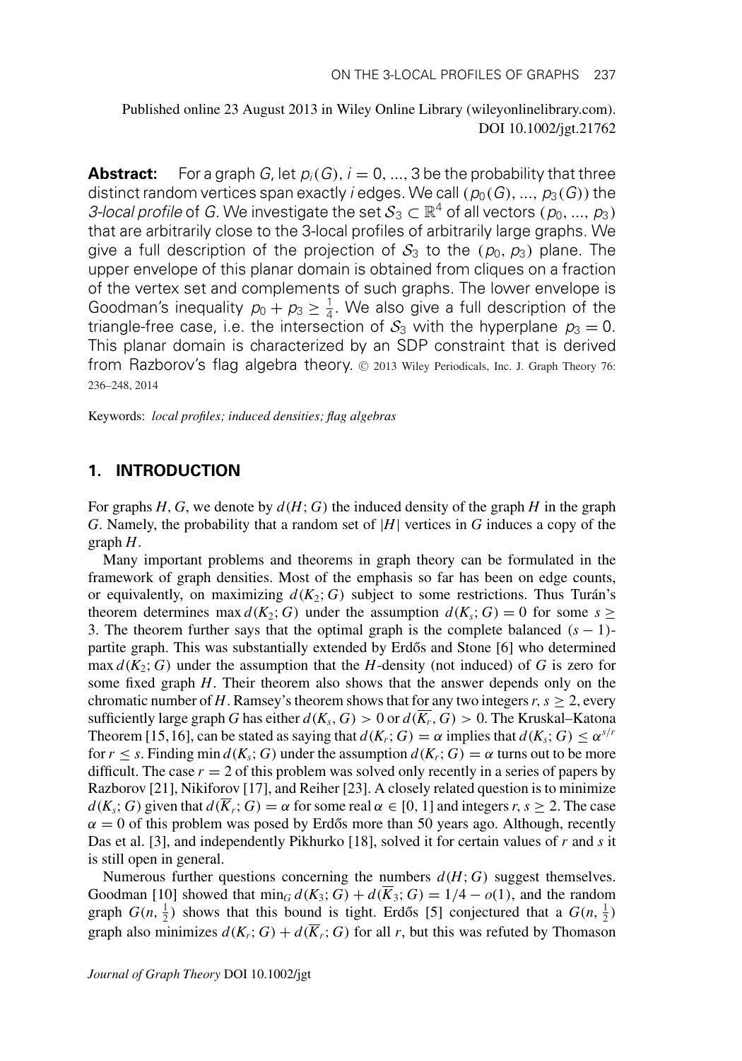Published online 23 August 2013 in Wiley Online Library (wileyonlinelibrary.com).
DOI 10.1002/jgt.21762

**Abstract:** For a graph $G$, let $p_i(G)$, $i = 0, ..., 3$ be the probability that three distinct random vertices span exactly $i$ edges. We call $(p_0(G), ..., p_3(G))$ the *3-local profile* of $G$. We investigate the set $\mathcal{S}_3 \subset \mathbb{R}^4$ of all vectors $(p_0, ..., p_3)$ that are arbitrarily close to the 3-local profiles of arbitrarily large graphs. We give a full description of the projection of $\mathcal{S}_3$ to the $(p_0, p_3)$ plane. The upper envelope of this planar domain is obtained from cliques on a fraction of the vertex set and complements of such graphs. The lower envelope is Goodman's inequality $p_0 + p_3 \geq \frac{1}{4}$. We also give a full description of the triangle-free case, i.e. the intersection of $\mathcal{S}_3$ with the hyperplane $p_3 = 0$. This planar domain is characterized by an SDP constraint that is derived from Razborov's flag algebra theory. © 2013 Wiley Periodicals, Inc. J. Graph Theory 76: 236–248, 2014

Keywords: *local profiles; induced densities; flag algebras*

## 1. INTRODUCTION

For graphs $H, G$, we denote by $d(H; G)$ the induced density of the graph $H$ in the graph $G$. Namely, the probability that a random set of $|H|$ vertices in $G$ induces a copy of the graph $H$.

Many important problems and theorems in graph theory can be formulated in the framework of graph densities. Most of the emphasis so far has been on edge counts, or equivalently, on maximizing $d(K_2; G)$ subject to some restrictions. Thus Turán's theorem determines $\max d(K_2; G)$ under the assumption $d(K_s; G) = 0$ for some $s \geq 3$. The theorem further says that the optimal graph is the complete balanced $(s-1)$-partite graph. This was substantially extended by Erdős and Stone [6] who determined $\max d(K_2; G)$ under the assumption that the $H$-density (not induced) of $G$ is zero for some fixed graph $H$. Their theorem also shows that the answer depends only on the chromatic number of $H$. Ramsey's theorem shows that for any two integers $r, s \geq 2$, every sufficiently large graph $G$ has either $d(K_s, G) > 0$ or $d(\overline{K}_r, G) > 0$. The Kruskal–Katona Theorem [15,16], can be stated as saying that $d(K_r; G) = \alpha$ implies that $d(K_s; G) \leq \alpha^{s/r}$ for $r \leq s$. Finding $\min d(K_s; G)$ under the assumption $d(K_r; G) = \alpha$ turns out to be more difficult. The case $r = 2$ of this problem was solved only recently in a series of papers by Razborov [21], Nikiforov [17], and Reiher [23]. A closely related question is to minimize $d(K_s; G)$ given that $d(\overline{K}_r; G) = \alpha$ for some real $\alpha \in [0, 1]$ and integers $r, s \geq 2$. The case $\alpha = 0$ of this problem was posed by Erdős more than 50 years ago. Although, recently Das et al. [3], and independently Pikhurko [18], solved it for certain values of $r$ and $s$ it is still open in general.

Numerous further questions concerning the numbers $d(H; G)$ suggest themselves. Goodman [10] showed that $\min_G d(K_3; G) + d(\overline{K}_3; G) = 1/4 - o(1)$, and the random graph $G(n, \frac{1}{2})$ shows that this bound is tight. Erdős [5] conjectured that a $G(n, \frac{1}{2})$ graph also minimizes $d(K_r; G) + d(\overline{K}_r; G)$ for all $r$, but this was refuted by Thomason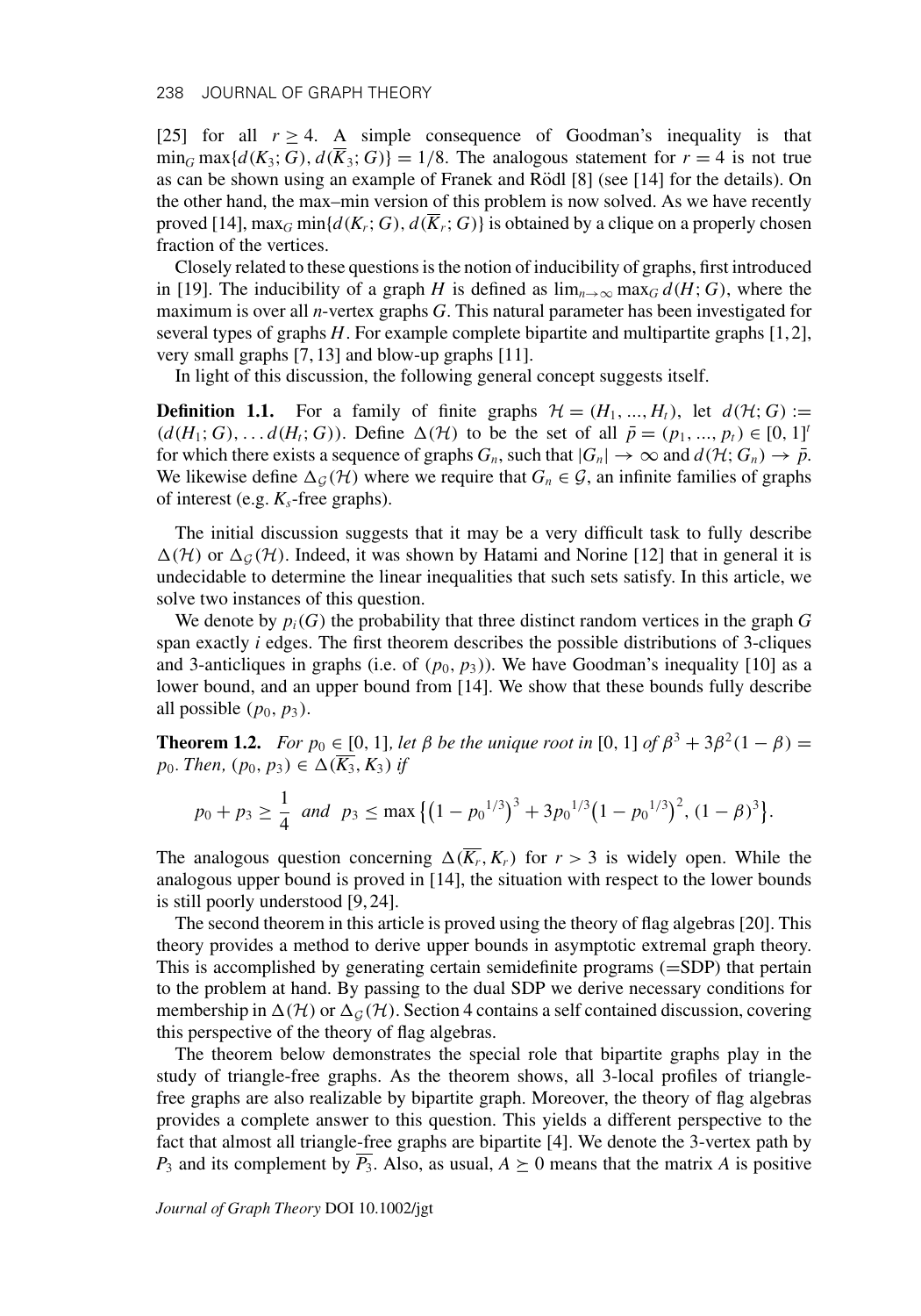[25] for all $r \geq 4$. A simple consequence of Goodman's inequality is that $\min_G \max\{d(K_3; G), d(\overline{K}_3; G)\} = 1/8$. The analogous statement for $r = 4$ is not true as can be shown using an example of Franek and Rödl [8] (see [14] for the details). On the other hand, the max–min version of this problem is now solved. As we have recently proved [14], $\max_G \min\{d(K_r; G), d(\overline{K}_r; G)\}$ is obtained by a clique on a properly chosen fraction of the vertices.

Closely related to these questions is the notion of inducibility of graphs, first introduced in [19]. The inducibility of a graph $H$ is defined as $\lim_{n\to\infty} \max_G d(H; G)$, where the maximum is over all $n$-vertex graphs $G$. This natural parameter has been investigated for several types of graphs $H$. For example complete bipartite and multipartite graphs [1, 2], very small graphs [7, 13] and blow-up graphs [11].

In light of this discussion, the following general concept suggests itself.

**Definition 1.1.** For a family of finite graphs $\mathcal{H} = (H_1, ..., H_t)$, let $d(\mathcal{H}; G) := (d(H_1; G), \ldots d(H_t; G))$. Define $\Delta(\mathcal{H})$ to be the set of all $\bar{p} = (p_1, ..., p_t) \in [0, 1]^t$ for which there exists a sequence of graphs $G_n$, such that $|G_n| \to \infty$ and $d(\mathcal{H}; G_n) \to \bar{p}$. We likewise define $\Delta_{\mathcal{G}}(\mathcal{H})$ where we require that $G_n \in \mathcal{G}$, an infinite families of graphs of interest (e.g. $K_s$-free graphs).

The initial discussion suggests that it may be a very difficult task to fully describe $\Delta(\mathcal{H})$ or $\Delta_{\mathcal{G}}(\mathcal{H})$. Indeed, it was shown by Hatami and Norine [12] that in general it is undecidable to determine the linear inequalities that such sets satisfy. In this article, we solve two instances of this question.

We denote by $p_i(G)$ the probability that three distinct random vertices in the graph $G$ span exactly $i$ edges. The first theorem describes the possible distributions of 3-cliques and 3-anticliques in graphs (i.e. of $(p_0, p_3)$). We have Goodman's inequality [10] as a lower bound, and an upper bound from [14]. We show that these bounds fully describe all possible $(p_0, p_3)$.

**Theorem 1.2.** *For $p_0 \in [0, 1]$, let $\beta$ be the unique root in $[0, 1]$ of $\beta^3 + 3\beta^2(1 - \beta) = p_0$. Then, $(p_0, p_3) \in \Delta(\overline{K_3}, K_3)$ if*

$$p_0 + p_3 \geq \frac{1}{4} \quad \text{and} \quad p_3 \leq \max\left\{\left(1 - {p_0}^{1/3}\right)^3 + 3{p_0}^{1/3}\left(1 - {p_0}^{1/3}\right)^2, (1 - \beta)^3\right\}.$$

The analogous question concerning $\Delta(\overline{K_r}, K_r)$ for $r > 3$ is widely open. While the analogous upper bound is proved in [14], the situation with respect to the lower bounds is still poorly understood [9, 24].

The second theorem in this article is proved using the theory of flag algebras [20]. This theory provides a method to derive upper bounds in asymptotic extremal graph theory. This is accomplished by generating certain semidefinite programs (=SDP) that pertain to the problem at hand. By passing to the dual SDP we derive necessary conditions for membership in $\Delta(\mathcal{H})$ or $\Delta_{\mathcal{G}}(\mathcal{H})$. Section 4 contains a self contained discussion, covering this perspective of the theory of flag algebras.

The theorem below demonstrates the special role that bipartite graphs play in the study of triangle-free graphs. As the theorem shows, all 3-local profiles of triangle-free graphs are also realizable by bipartite graph. Moreover, the theory of flag algebras provides a complete answer to this question. This yields a different perspective to the fact that almost all triangle-free graphs are bipartite [4]. We denote the 3-vertex path by $P_3$ and its complement by $\overline{P_3}$. Also, as usual, $A \succeq 0$ means that the matrix $A$ is positive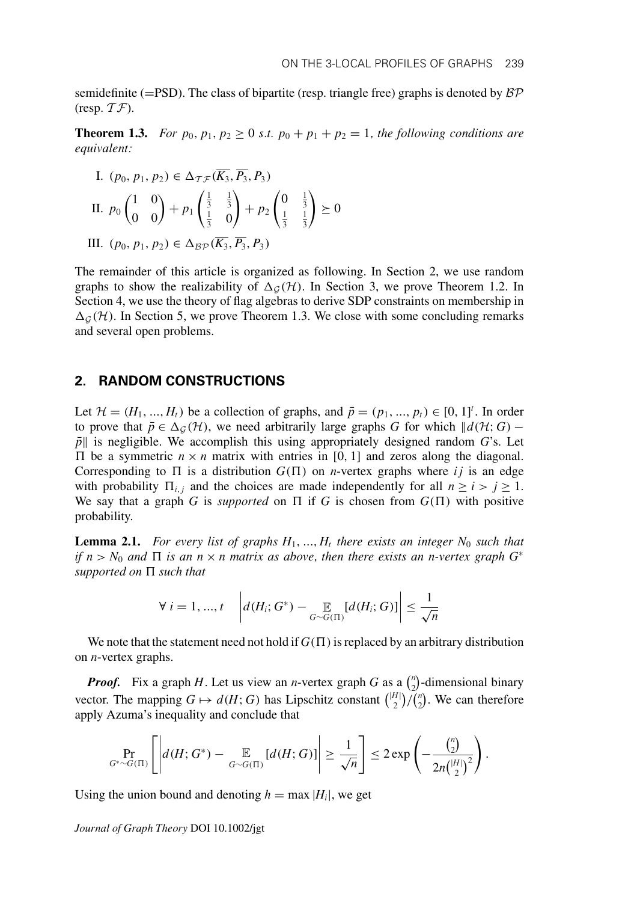semidefinite (=PSD). The class of bipartite (resp. triangle free) graphs is denoted by $\mathcal{BP}$ (resp. $\mathcal{TF}$).

**Theorem 1.3.** *For $p_0, p_1, p_2 \geq 0$ s.t. $p_0 + p_1 + p_2 = 1$, the following conditions are equivalent:*

I. $(p_0, p_1, p_2) \in \Delta_{\mathcal{TF}}(\overline{K_3}, \overline{P_3}, P_3)$

II. $p_0 \begin{pmatrix} 1 & 0 \\ 0 & 0 \end{pmatrix} + p_1 \begin{pmatrix} \frac{1}{3} & \frac{1}{3} \\ \frac{1}{3} & 0 \end{pmatrix} + p_2 \begin{pmatrix} 0 & \frac{1}{3} \\ \frac{1}{3} & \frac{1}{3} \end{pmatrix} \succeq 0$

III. $(p_0, p_1, p_2) \in \Delta_{\mathcal{BP}}(\overline{K_3}, \overline{P_3}, P_3)$

The remainder of this article is organized as following. In Section 2, we use random graphs to show the realizability of $\Delta_{\mathcal{G}}(\mathcal{H})$. In Section 3, we prove Theorem 1.2. In Section 4, we use the theory of flag algebras to derive SDP constraints on membership in $\Delta_{\mathcal{G}}(\mathcal{H})$. In Section 5, we prove Theorem 1.3. We close with some concluding remarks and several open problems.

## 2. RANDOM CONSTRUCTIONS

Let $\mathcal{H} = (H_1, ..., H_t)$ be a collection of graphs, and $\bar{p} = (p_1, ..., p_t) \in [0, 1]^t$. In order to prove that $\bar{p} \in \Delta_{\mathcal{G}}(\mathcal{H})$, we need arbitrarily large graphs $G$ for which $\|d(\mathcal{H}; G) - \bar{p}\|$ is negligible. We accomplish this using appropriately designed random $G$'s. Let $\Pi$ be a symmetric $n \times n$ matrix with entries in $[0, 1]$ and zeros along the diagonal. Corresponding to $\Pi$ is a distribution $G(\Pi)$ on $n$-vertex graphs where $ij$ is an edge with probability $\Pi_{i,j}$ and the choices are made independently for all $n \geq i > j \geq 1$. We say that a graph $G$ is *supported* on $\Pi$ if $G$ is chosen from $G(\Pi)$ with positive probability.

**Lemma 2.1.** *For every list of graphs $H_1, ..., H_t$ there exists an integer $N_0$ such that if $n > N_0$ and $\Pi$ is an $n \times n$ matrix as above, then there exists an $n$-vertex graph $G^*$ supported on $\Pi$ such that*

$$\forall\ i = 1, ..., t \quad \left| d(H_i; G^*) - \mathop{\mathbb{E}}_{G \sim G(\Pi)} [d(H_i; G)] \right| \leq \frac{1}{\sqrt{n}}$$

We note that the statement need not hold if $G(\Pi)$ is replaced by an arbitrary distribution on $n$-vertex graphs.

***Proof.*** Fix a graph $H$. Let us view an $n$-vertex graph $G$ as a $\binom{n}{2}$-dimensional binary vector. The mapping $G \mapsto d(H; G)$ has Lipschitz constant $\binom{|H|}{2} / \binom{n}{2}$. We can therefore apply Azuma's inequality and conclude that

$$\Pr_{G^* \sim G(\Pi)} \left[ \left| d(H; G^*) - \mathop{\mathbb{E}}_{G \sim G(\Pi)} [d(H; G)] \right| \geq \frac{1}{\sqrt{n}} \right] \leq 2 \exp\left( -\frac{\binom{n}{2}}{2n \binom{|H|}{2}^2} \right).$$

Using the union bound and denoting $h = \max |H_i|$, we get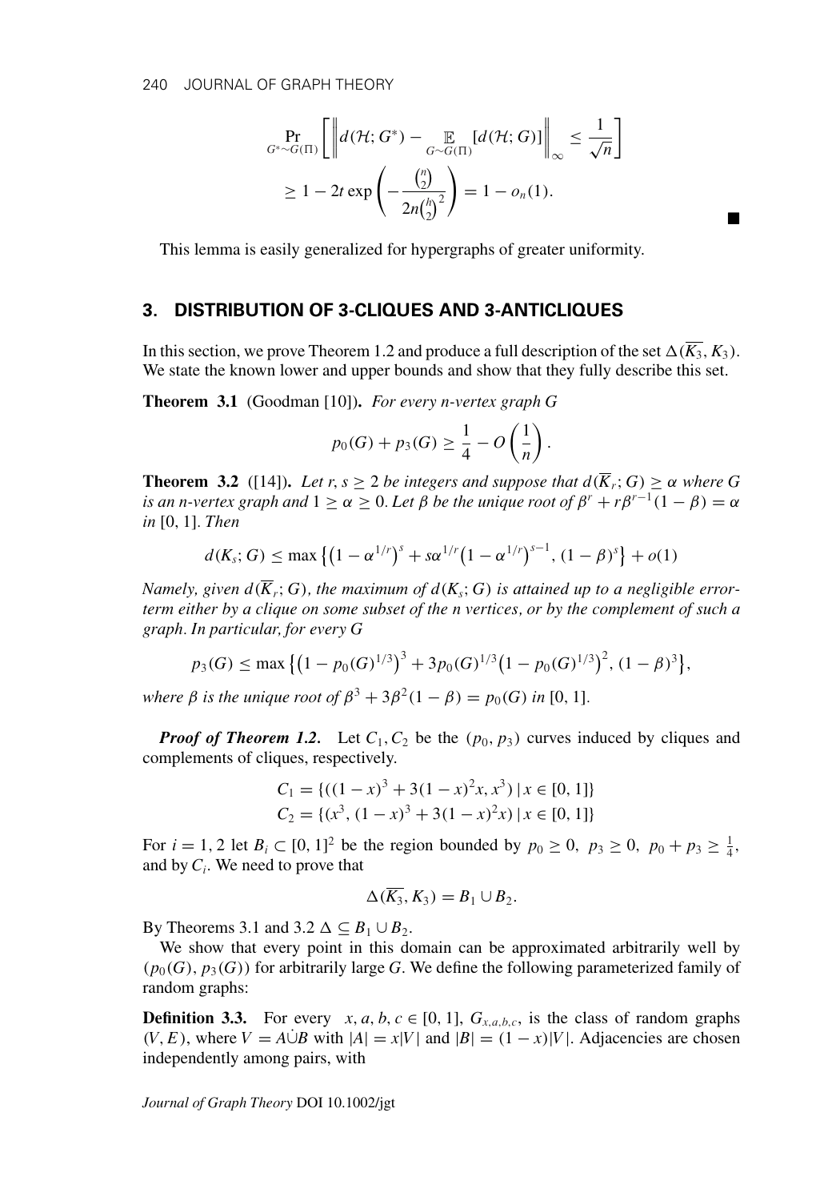$$\Pr_{G^*\sim G(\Pi)}\left[\left\| d(\mathcal{H};G^*) - \mathop{\mathbb{E}}_{G\sim G(\Pi)}[d(\mathcal{H};G)]\right\|_\infty \leq \frac{1}{\sqrt{n}}\right]$$
$$\geq 1 - 2t\exp\left(-\frac{\binom{n}{2}}{2n\binom{h}{2}^2}\right) = 1 - o_n(1).$$

■

This lemma is easily generalized for hypergraphs of greater uniformity.

## 3. DISTRIBUTION OF 3-CLIQUES AND 3-ANTICLIQUES

In this section, we prove Theorem 1.2 and produce a full description of the set $\Delta(\overline{K_3}, K_3)$. We state the known lower and upper bounds and show that they fully describe this set.

**Theorem 3.1** (Goodman [10]). *For every n-vertex graph G*

$$p_0(G) + p_3(G) \geq \frac{1}{4} - O\left(\frac{1}{n}\right).$$

**Theorem 3.2** ([14]). *Let $r, s \geq 2$ be integers and suppose that $d(\overline{K}_r; G) \geq \alpha$ where G is an n-vertex graph and $1 \geq \alpha \geq 0$. Let $\beta$ be the unique root of $\beta^r + r\beta^{r-1}(1-\beta) = \alpha$ in $[0, 1]$. Then*

$$d(K_s; G) \leq \max\left\{\left(1-\alpha^{1/r}\right)^s + s\alpha^{1/r}\left(1-\alpha^{1/r}\right)^{s-1}, (1-\beta)^s\right\} + o(1)$$

*Namely, given $d(\overline{K}_r; G)$, the maximum of $d(K_s; G)$ is attained up to a negligible error-term either by a clique on some subset of the n vertices, or by the complement of such a graph. In particular, for every G*

$$p_3(G) \leq \max\left\{\left(1-p_0(G)^{1/3}\right)^3 + 3p_0(G)^{1/3}\left(1-p_0(G)^{1/3}\right)^2, (1-\beta)^3\right\},$$

*where $\beta$ is the unique root of $\beta^3 + 3\beta^2(1-\beta) = p_0(G)$ in $[0, 1]$.*

***Proof of Theorem 1.2.*** Let $C_1, C_2$ be the $(p_0, p_3)$ curves induced by cliques and complements of cliques, respectively.

$$C_1 = \{((1-x)^3 + 3(1-x)^2x, x^3) \mid x \in [0, 1]\}$$
$$C_2 = \{(x^3, (1-x)^3 + 3(1-x)^2x) \mid x \in [0, 1]\}$$

For $i = 1, 2$ let $B_i \subset [0, 1]^2$ be the region bounded by $p_0 \geq 0$, $p_3 \geq 0$, $p_0 + p_3 \geq \frac{1}{4}$, and by $C_i$. We need to prove that

$$\Delta(\overline{K_3}, K_3) = B_1 \cup B_2.$$

By Theorems 3.1 and 3.2 $\Delta \subseteq B_1 \cup B_2$.

We show that every point in this domain can be approximated arbitrarily well by $(p_0(G), p_3(G))$ for arbitrarily large $G$. We define the following parameterized family of random graphs:

**Definition 3.3.** For every $x, a, b, c \in [0, 1]$, $G_{x,a,b,c}$, is the class of random graphs $(V, E)$, where $V = A\dot{\cup}B$ with $|A| = x|V|$ and $|B| = (1-x)|V|$. Adjacencies are chosen independently among pairs, with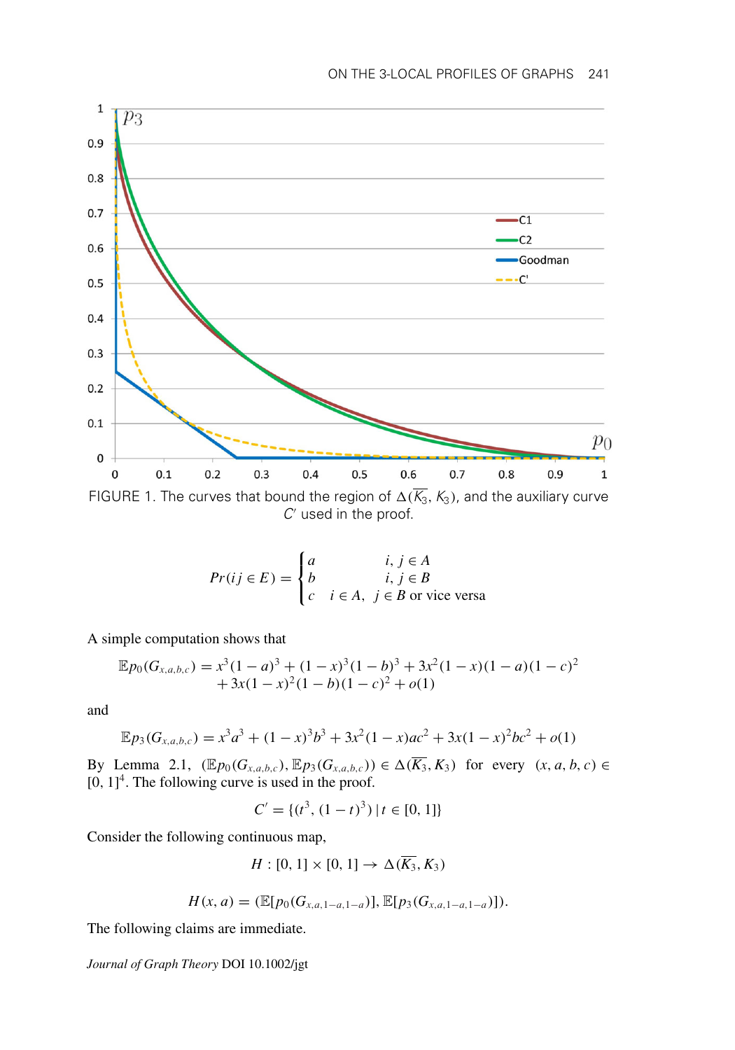FIGURE 1. The curves that bound the region of $\Delta(\overline{K_3}, K_3)$, and the auxiliary curve $C'$ used in the proof.

$$
Pr(ij \in E) = \begin{cases} a & i, j \in A \\ b & i, j \in B \\ c & i \in A, \ j \in B \text{ or vice versa} \end{cases}
$$

A simple computation shows that

$$
\begin{aligned}
\mathbb{E}p_0(G_{x,a,b,c}) &= x^3(1-a)^3 + (1-x)^3(1-b)^3 + 3x^2(1-x)(1-a)(1-c)^2 \\
&\quad + 3x(1-x)^2(1-b)(1-c)^2 + o(1)
\end{aligned}
$$

and

$$
\mathbb{E}p_3(G_{x,a,b,c}) = x^3a^3 + (1-x)^3b^3 + 3x^2(1-x)ac^2 + 3x(1-x)^2bc^2 + o(1)
$$

By Lemma 2.1, $(\mathbb{E}p_0(G_{x,a,b,c}), \mathbb{E}p_3(G_{x,a,b,c})) \in \Delta(\overline{K_3}, K_3)$ for every $(x, a, b, c) \in [0, 1]^4$. The following curve is used in the proof.

$$
C' = \{(t^3, (1-t)^3) \mid t \in [0, 1]\}
$$

Consider the following continuous map,

$$
H : [0, 1] \times [0, 1] \to \Delta(\overline{K_3}, K_3)
$$

$$
H(x, a) = (\mathbb{E}[p_0(G_{x,a,1-a,1-a})], \mathbb{E}[p_3(G_{x,a,1-a,1-a})]).
$$

The following claims are immediate.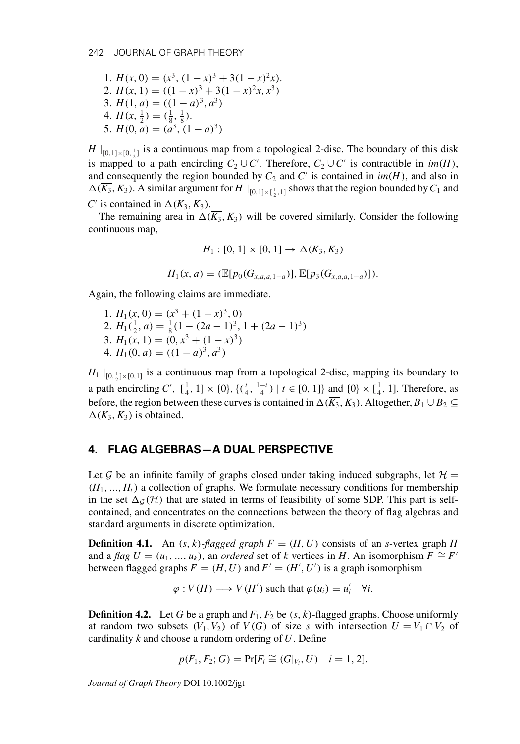1. $H(x, 0) = (x^3, (1-x)^3 + 3(1-x)^2 x)$.
2. $H(x, 1) = ((1-x)^3 + 3(1-x)^2 x, x^3)$
3. $H(1, a) = ((1-a)^3, a^3)$
4. $H(x, \frac{1}{2}) = (\frac{1}{8}, \frac{1}{8})$.
5. $H(0, a) = (a^3, (1-a)^3)$

$H\mid_{[0,1]\times[0,\frac{1}{2}]}$ is a continuous map from a topological 2-disc. The boundary of this disk is mapped to a path encircling $C_2 \cup C'$. Therefore, $C_2 \cup C'$ is contractible in $im(H)$, and consequently the region bounded by $C_2$ and $C'$ is contained in $im(H)$, and also in $\Delta(\overline{K_3}, K_3)$. A similar argument for $H\mid_{[0,1]\times[\frac{1}{2},1]}$ shows that the region bounded by $C_1$ and $C'$ is contained in $\Delta(\overline{K_3}, K_3)$.

The remaining area in $\Delta(\overline{K_3}, K_3)$ will be covered similarly. Consider the following continuous map,

$$H_1 : [0, 1] \times [0, 1] \to \Delta(\overline{K_3}, K_3)$$

$$H_1(x, a) = (\mathbb{E}[p_0(G_{x,a,a,1-a})], \mathbb{E}[p_3(G_{x,a,a,1-a})]).$$

Again, the following claims are immediate.

1. $H_1(x, 0) = (x^3 + (1-x)^3, 0)$
2. $H_1(\frac{1}{2}, a) = \frac{1}{8}(1 - (2a-1)^3, 1 + (2a-1)^3)$
3. $H_1(x, 1) = (0, x^3 + (1-x)^3)$
4. $H_1(0, a) = ((1-a)^3, a^3)$

$H_1\mid_{[0,\frac{1}{2}]\times[0,1]}$ is a continuous map from a topological 2-disc, mapping its boundary to a path encircling $C'$, $[\frac{1}{4}, 1] \times \{0\}$, $\{(\frac{t}{4}, \frac{1-t}{4}) \mid t \in [0, 1]\}$ and $\{0\} \times [\frac{1}{4}, 1]$. Therefore, as before, the region between these curves is contained in $\Delta(\overline{K_3}, K_3)$. Altogether, $B_1 \cup B_2 \subseteq \Delta(\overline{K_3}, K_3)$ is obtained.

## 4. FLAG ALGEBRAS—A DUAL PERSPECTIVE

Let $\mathcal{G}$ be an infinite family of graphs closed under taking induced subgraphs, let $\mathcal{H} = (H_1, ..., H_t)$ a collection of graphs. We formulate necessary conditions for membership in the set $\Delta_{\mathcal{G}}(\mathcal{H})$ that are stated in terms of feasibility of some SDP. This part is self-contained, and concentrates on the connections between the theory of flag algebras and standard arguments in discrete optimization.

**Definition 4.1.** An $(s, k)$*-flagged graph* $F = (H, U)$ consists of an $s$-vertex graph $H$ and a *flag* $U = (u_1, ..., u_k)$, an *ordered* set of $k$ vertices in $H$. An isomorphism $F \cong F'$ between flagged graphs $F = (H, U)$ and $F' = (H', U')$ is a graph isomorphism

$$\varphi : V(H) \longrightarrow V(H') \text{ such that } \varphi(u_i) = u_i' \quad \forall i.$$

**Definition 4.2.** Let $G$ be a graph and $F_1, F_2$ be $(s, k)$-flagged graphs. Choose uniformly at random two subsets $(V_1, V_2)$ of $V(G)$ of size $s$ with intersection $U = V_1 \cap V_2$ of cardinality $k$ and choose a random ordering of $U$. Define

$$p(F_1, F_2; G) = \Pr[F_i \cong (G|_{V_i}, U) \quad i = 1, 2].$$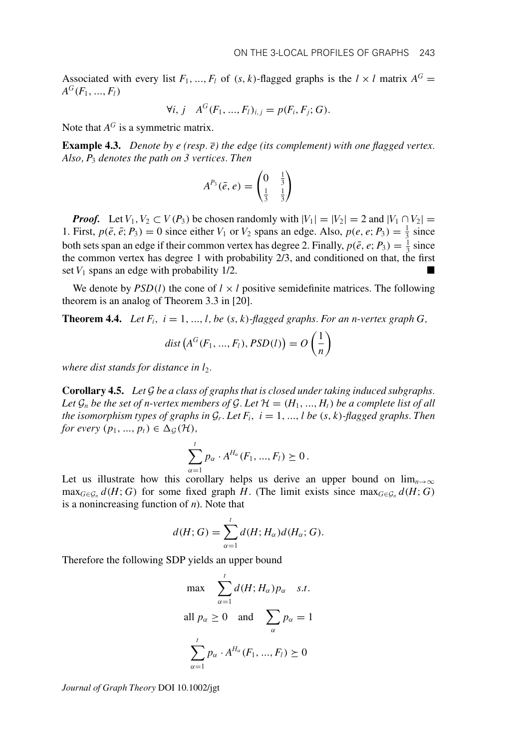Associated with every list $F_1, ..., F_l$ of $(s, k)$-flagged graphs is the $l \times l$ matrix $A^G = A^G(F_1, ..., F_l)$

$$\forall i, j \quad A^G(F_1, ..., F_l)_{i,j} = p(F_i, F_j; G).$$

Note that $A^G$ is a symmetric matrix.

**Example 4.3.** *Denote by e (resp. $\bar{e}$) the edge (its complement) with one flagged vertex. Also, $P_3$ denotes the path on 3 vertices. Then*

$$A^{P_3}(\bar{e}, e) = \begin{pmatrix} 0 & \frac{1}{3} \\ \frac{1}{3} & \frac{1}{3} \end{pmatrix}$$

***Proof.*** Let $V_1, V_2 \subset V(P_3)$ be chosen randomly with $|V_1| = |V_2| = 2$ and $|V_1 \cap V_2| = 1$. First, $p(\bar{e}, \bar{e}; P_3) = 0$ since either $V_1$ or $V_2$ spans an edge. Also, $p(e, e; P_3) = \frac{1}{3}$ since both sets span an edge if their common vertex has degree 2. Finally, $p(\bar{e}, e; P_3) = \frac{1}{3}$ since the common vertex has degree 1 with probability 2/3, and conditioned on that, the first set $V_1$ spans an edge with probability 1/2. ■

We denote by $PSD(l)$ the cone of $l \times l$ positive semidefinite matrices. The following theorem is an analog of Theorem 3.3 in [20].

**Theorem 4.4.** *Let $F_i$, $i = 1, ..., l$, be $(s, k)$-flagged graphs. For an n-vertex graph G,*

$$dist\left(A^G(F_1, ..., F_l), PSD(l)\right) = O\left(\frac{1}{n}\right)$$

*where dist stands for distance in $l_2$.*

**Corollary 4.5.** *Let $\mathcal{G}$ be a class of graphs that is closed under taking induced subgraphs. Let $\mathcal{G}_n$ be the set of n-vertex members of $\mathcal{G}$. Let $\mathcal{H} = (H_1, ..., H_t)$ be a complete list of all the isomorphism types of graphs in $\mathcal{G}_r$. Let $F_i$, $i = 1, ..., l$ be $(s, k)$-flagged graphs. Then for every $(p_1, ..., p_t) \in \Delta_{\mathcal{G}}(\mathcal{H})$,*

$$\sum_{\alpha=1}^{t} p_\alpha \cdot A^{H_\alpha}(F_1, ..., F_l) \succeq 0\,.$$

Let us illustrate how this corollary helps us derive an upper bound on $\lim_{n\to\infty} \max_{G\in\mathcal{G}_n} d(H; G)$ for some fixed graph $H$. (The limit exists since $\max_{G\in\mathcal{G}_n} d(H; G)$ is a nonincreasing function of $n$). Note that

$$d(H; G) = \sum_{\alpha=1}^{t} d(H; H_\alpha) d(H_\alpha; G).$$

Therefore the following SDP yields an upper bound

$$\max \quad \sum_{\alpha=1}^{t} d(H; H_\alpha) p_\alpha \quad s.t.$$

$$\text{all } p_\alpha \geq 0 \quad \text{and} \quad \sum_{\alpha} p_\alpha = 1$$

$$\sum_{\alpha=1}^{t} p_\alpha \cdot A^{H_\alpha}(F_1, ..., F_l) \succeq 0$$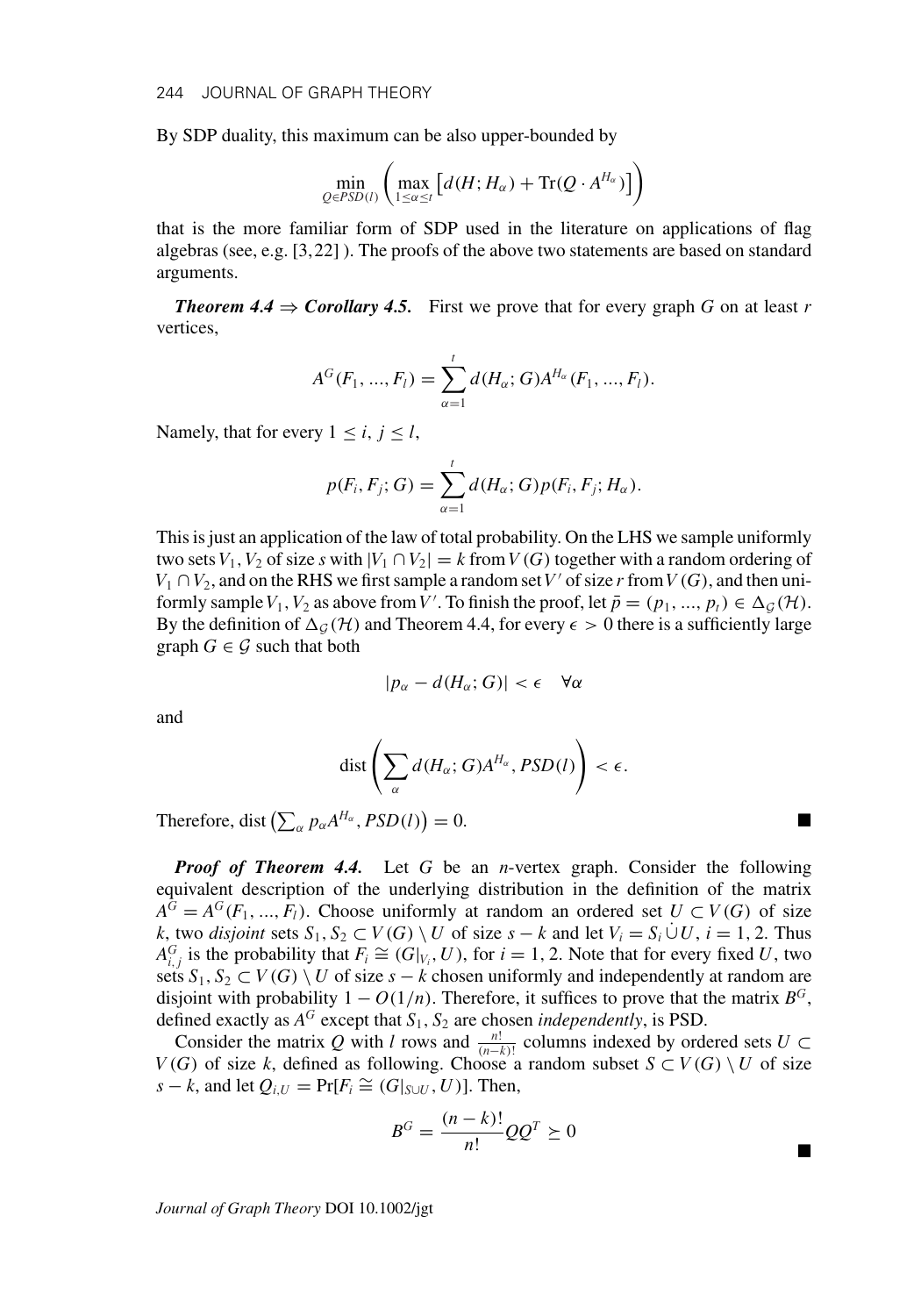By SDP duality, this maximum can be also upper-bounded by

$$\min_{Q \in PSD(l)} \left( \max_{1 \le \alpha \le t} \left[ d(H; H_\alpha) + \mathrm{Tr}(Q \cdot A^{H_\alpha}) \right] \right)$$

that is the more familiar form of SDP used in the literature on applications of flag algebras (see, e.g. [3,22] ). The proofs of the above two statements are based on standard arguments.

***Theorem 4.4 ⇒ Corollary 4.5.*** First we prove that for every graph $G$ on at least $r$ vertices,

$$A^G(F_1, ..., F_l) = \sum_{\alpha=1}^{t} d(H_\alpha; G) A^{H_\alpha}(F_1, ..., F_l).$$

Namely, that for every $1 \le i, j \le l$,

$$p(F_i, F_j; G) = \sum_{\alpha=1}^{t} d(H_\alpha; G) p(F_i, F_j; H_\alpha).$$

This is just an application of the law of total probability. On the LHS we sample uniformly two sets $V_1, V_2$ of size $s$ with $|V_1 \cap V_2| = k$ from $V(G)$ together with a random ordering of $V_1 \cap V_2$, and on the RHS we first sample a random set $V'$ of size $r$ from $V(G)$, and then uniformly sample $V_1, V_2$ as above from $V'$. To finish the proof, let $\bar{p} = (p_1, ..., p_t) \in \Delta_{\mathcal{G}}(\mathcal{H})$. By the definition of $\Delta_{\mathcal{G}}(\mathcal{H})$ and Theorem 4.4, for every $\epsilon > 0$ there is a sufficiently large graph $G \in \mathcal{G}$ such that both

$$|p_\alpha - d(H_\alpha; G)| < \epsilon \quad \forall \alpha$$

and

$$\mathrm{dist}\left( \sum_\alpha d(H_\alpha; G) A^{H_\alpha}, PSD(l) \right) < \epsilon.$$

Therefore, $\mathrm{dist}\left(\sum_\alpha p_\alpha A^{H_\alpha}, PSD(l)\right) = 0.$ ■

***Proof of Theorem 4.4.*** Let $G$ be an $n$-vertex graph. Consider the following equivalent description of the underlying distribution in the definition of the matrix $A^G = A^G(F_1, ..., F_l)$. Choose uniformly at random an ordered set $U \subset V(G)$ of size $k$, two *disjoint* sets $S_1, S_2 \subset V(G) \setminus U$ of size $s - k$ and let $V_i = S_i \dot{\cup} U$, $i = 1, 2$. Thus $A^G_{i,j}$ is the probability that $F_i \cong (G|_{V_i}, U)$, for $i = 1, 2$. Note that for every fixed $U$, two sets $S_1, S_2 \subset V(G) \setminus U$ of size $s - k$ chosen uniformly and independently at random are disjoint with probability $1 - O(1/n)$. Therefore, it suffices to prove that the matrix $B^G$, defined exactly as $A^G$ except that $S_1, S_2$ are chosen *independently*, is PSD.

Consider the matrix $Q$ with $l$ rows and $\frac{n!}{(n-k)!}$ columns indexed by ordered sets $U \subset V(G)$ of size $k$, defined as following. Choose a random subset $S \subset V(G) \setminus U$ of size $s - k$, and let $Q_{i,U} = \Pr[F_i \cong (G|_{S \cup U}, U)]$. Then,

$$B^G = \frac{(n-k)!}{n!} Q Q^T \succeq 0$$

■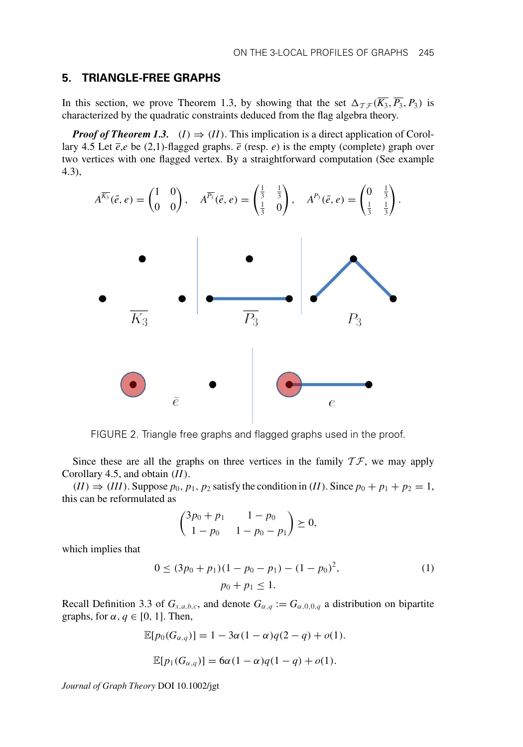## 5. TRIANGLE-FREE GRAPHS

In this section, we prove Theorem 1.3, by showing that the set $\Delta_{\mathcal{TF}}(\overline{K_3}, \overline{P_3}, P_3)$ is characterized by the quadratic constraints deduced from the flag algebra theory.

***Proof of Theorem 1.3.*** $(I) \Rightarrow (II)$. This implication is a direct application of Corollary 4.5 Let $\bar{e}$,$e$ be (2,1)-flagged graphs. $\bar{e}$ (resp. $e$) is the empty (complete) graph over two vertices with one flagged vertex. By a straightforward computation (See example 4.3),

$$A^{\overline{K_3}}(\bar{e}, e) = \begin{pmatrix} 1 & 0 \\ 0 & 0 \end{pmatrix}, \quad A^{\overline{P_3}}(\bar{e}, e) = \begin{pmatrix} \frac{1}{3} & \frac{1}{3} \\ \frac{1}{3} & 0 \end{pmatrix}, \quad A^{P_3}(\bar{e}, e) = \begin{pmatrix} 0 & \frac{1}{3} \\ \frac{1}{3} & \frac{1}{3} \end{pmatrix}.$$

FIGURE 2. Triangle free graphs and flagged graphs used in the proof.

Since these are all the graphs on three vertices in the family $\mathcal{TF}$, we may apply Corollary 4.5, and obtain $(II)$.

$(II) \Rightarrow (III)$. Suppose $p_0, p_1, p_2$ satisfy the condition in $(II)$. Since $p_0 + p_1 + p_2 = 1$, this can be reformulated as

$$\begin{pmatrix} 3p_0 + p_1 & 1 - p_0 \\ 1 - p_0 & 1 - p_0 - p_1 \end{pmatrix} \succeq 0,$$

which implies that

$$0 \leq (3p_0 + p_1)(1 - p_0 - p_1) - (1 - p_0)^2, \tag{1}$$

$$p_0 + p_1 \leq 1.$$

Recall Definition 3.3 of $G_{x,a,b,c}$, and denote $G_{\alpha,q} := G_{\alpha,0,0,q}$ a distribution on bipartite graphs, for $\alpha, q \in [0, 1]$. Then,

$$\mathbb{E}[p_0(G_{\alpha,q})] = 1 - 3\alpha(1-\alpha)q(2-q) + o(1).$$

$$\mathbb{E}[p_1(G_{\alpha,q})] = 6\alpha(1-\alpha)q(1-q) + o(1).$$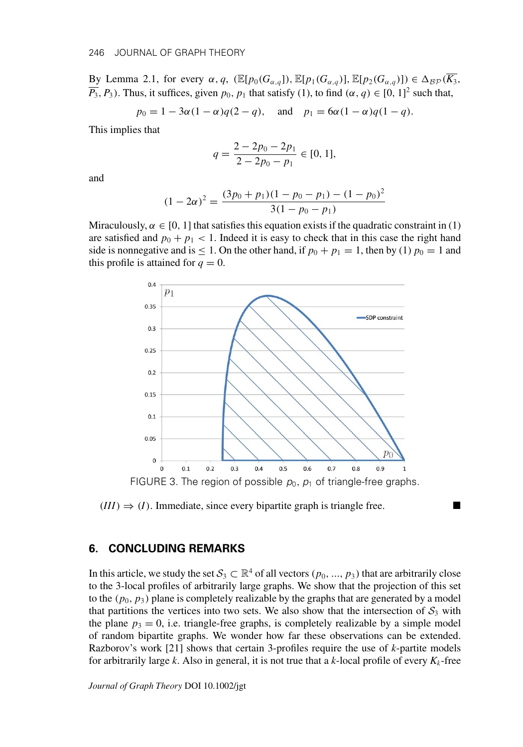By Lemma 2.1, for every $\alpha, q$, $(\mathbb{E}[p_0(G_{\alpha,q})], \mathbb{E}[p_1(G_{\alpha,q})], \mathbb{E}[p_2(G_{\alpha,q})]) \in \Delta_{\mathcal{BP}}(\overline{K_3}, \overline{P_3}, P_3)$. Thus, it suffices, given $p_0, p_1$ that satisfy (1), to find $(\alpha, q) \in [0, 1]^2$ such that,

$$p_0 = 1 - 3\alpha(1-\alpha)q(2-q), \quad \text{and} \quad p_1 = 6\alpha(1-\alpha)q(1-q).$$

This implies that

$$q = \frac{2 - 2p_0 - 2p_1}{2 - 2p_0 - p_1} \in [0, 1],$$

and

$$(1-2\alpha)^2 = \frac{(3p_0 + p_1)(1 - p_0 - p_1) - (1-p_0)^2}{3(1 - p_0 - p_1)}$$

Miraculously, $\alpha \in [0, 1]$ that satisfies this equation exists if the quadratic constraint in (1) are satisfied and $p_0 + p_1 < 1$. Indeed it is easy to check that in this case the right hand side is nonnegative and is $\leq 1$. On the other hand, if $p_0 + p_1 = 1$, then by (1) $p_0 = 1$ and this profile is attained for $q = 0$.

FIGURE 3. The region of possible $p_0$, $p_1$ of triangle-free graphs.

$(III) \Rightarrow (I)$. Immediate, since every bipartite graph is triangle free. ∎

## 6. CONCLUDING REMARKS

In this article, we study the set $\mathcal{S}_3 \subset \mathbb{R}^4$ of all vectors $(p_0, \ldots, p_3)$ that are arbitrarily close to the 3-local profiles of arbitrarily large graphs. We show that the projection of this set to the $(p_0, p_3)$ plane is completely realizable by the graphs that are generated by a model that partitions the vertices into two sets. We also show that the intersection of $\mathcal{S}_3$ with the plane $p_3 = 0$, i.e. triangle-free graphs, is completely realizable by a simple model of random bipartite graphs. We wonder how far these observations can be extended. Razborov's work [21] shows that certain 3-profiles require the use of $k$-partite models for arbitrarily large $k$. Also in general, it is not true that a $k$-local profile of every $K_k$-free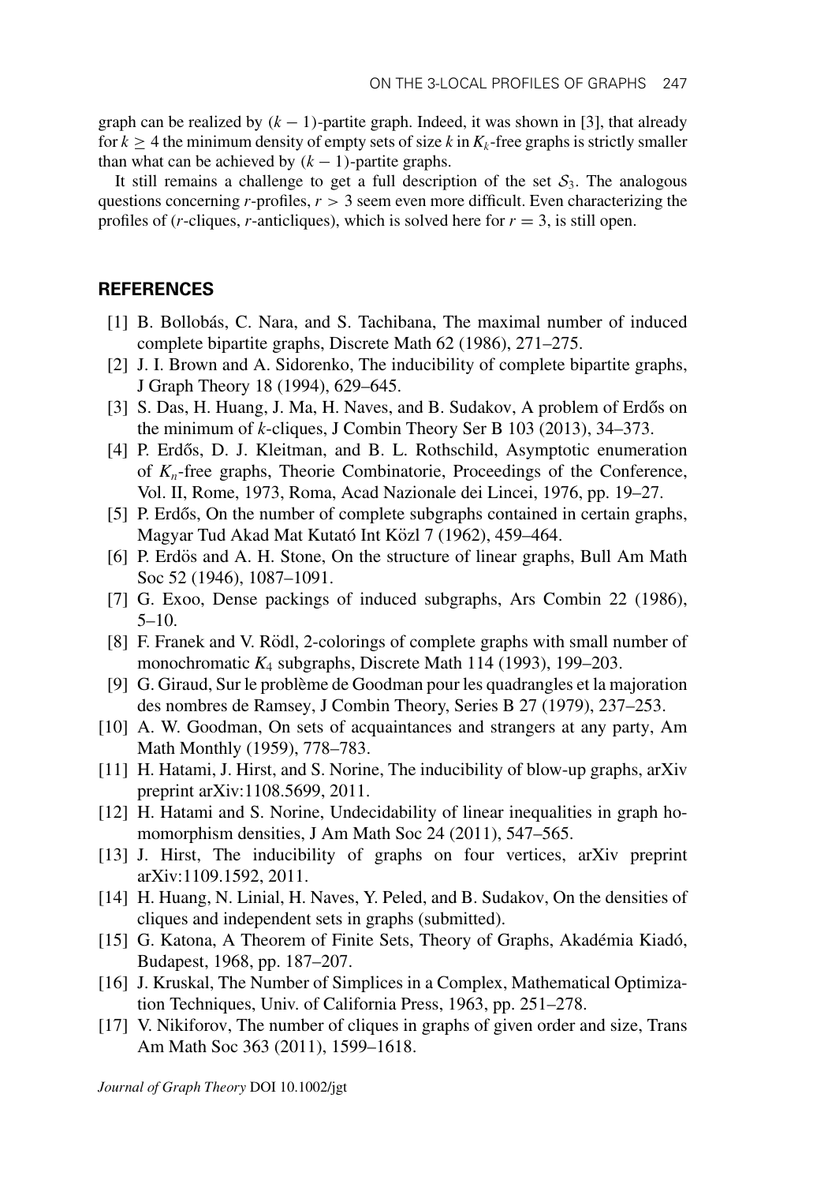graph can be realized by $(k-1)$-partite graph. Indeed, it was shown in [3], that already for $k \geq 4$ the minimum density of empty sets of size $k$ in $K_k$-free graphs is strictly smaller than what can be achieved by $(k-1)$-partite graphs.

It still remains a challenge to get a full description of the set $\mathcal{S}_3$. The analogous questions concerning $r$-profiles, $r > 3$ seem even more difficult. Even characterizing the profiles of ($r$-cliques, $r$-anticliques), which is solved here for $r = 3$, is still open.

## REFERENCES

[1] B. Bollobás, C. Nara, and S. Tachibana, The maximal number of induced complete bipartite graphs, Discrete Math 62 (1986), 271–275.

[2] J. I. Brown and A. Sidorenko, The inducibility of complete bipartite graphs, J Graph Theory 18 (1994), 629–645.

[3] S. Das, H. Huang, J. Ma, H. Naves, and B. Sudakov, A problem of Erdős on the minimum of $k$-cliques, J Combin Theory Ser B 103 (2013), 34–373.

[4] P. Erdős, D. J. Kleitman, and B. L. Rothschild, Asymptotic enumeration of $K_n$-free graphs, Theorie Combinatorie, Proceedings of the Conference, Vol. II, Rome, 1973, Roma, Acad Nazionale dei Lincei, 1976, pp. 19–27.

[5] P. Erdős, On the number of complete subgraphs contained in certain graphs, Magyar Tud Akad Mat Kutató Int Közl 7 (1962), 459–464.

[6] P. Erdös and A. H. Stone, On the structure of linear graphs, Bull Am Math Soc 52 (1946), 1087–1091.

[7] G. Exoo, Dense packings of induced subgraphs, Ars Combin 22 (1986), 5–10.

[8] F. Franek and V. Rödl, 2-colorings of complete graphs with small number of monochromatic $K_4$ subgraphs, Discrete Math 114 (1993), 199–203.

[9] G. Giraud, Sur le problème de Goodman pour les quadrangles et la majoration des nombres de Ramsey, J Combin Theory, Series B 27 (1979), 237–253.

[10] A. W. Goodman, On sets of acquaintances and strangers at any party, Am Math Monthly (1959), 778–783.

[11] H. Hatami, J. Hirst, and S. Norine, The inducibility of blow-up graphs, arXiv preprint arXiv:1108.5699, 2011.

[12] H. Hatami and S. Norine, Undecidability of linear inequalities in graph homomorphism densities, J Am Math Soc 24 (2011), 547–565.

[13] J. Hirst, The inducibility of graphs on four vertices, arXiv preprint arXiv:1109.1592, 2011.

[14] H. Huang, N. Linial, H. Naves, Y. Peled, and B. Sudakov, On the densities of cliques and independent sets in graphs (submitted).

[15] G. Katona, A Theorem of Finite Sets, Theory of Graphs, Akadémia Kiadó, Budapest, 1968, pp. 187–207.

[16] J. Kruskal, The Number of Simplices in a Complex, Mathematical Optimization Techniques, Univ. of California Press, 1963, pp. 251–278.

[17] V. Nikiforov, The number of cliques in graphs of given order and size, Trans Am Math Soc 363 (2011), 1599–1618.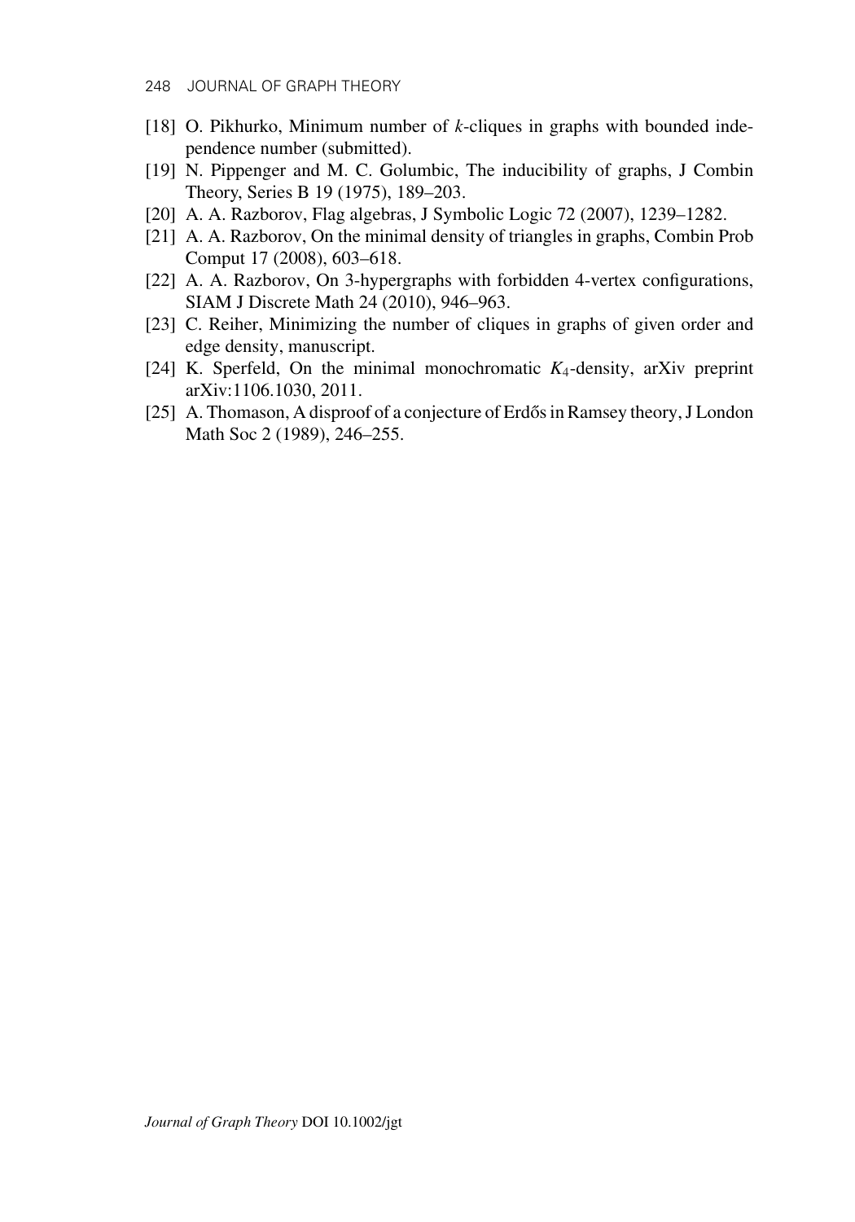[18] O. Pikhurko, Minimum number of $k$-cliques in graphs with bounded independence number (submitted).

[19] N. Pippenger and M. C. Golumbic, The inducibility of graphs, J Combin Theory, Series B 19 (1975), 189–203.

[20] A. A. Razborov, Flag algebras, J Symbolic Logic 72 (2007), 1239–1282.

[21] A. A. Razborov, On the minimal density of triangles in graphs, Combin Prob Comput 17 (2008), 603–618.

[22] A. A. Razborov, On 3-hypergraphs with forbidden 4-vertex configurations, SIAM J Discrete Math 24 (2010), 946–963.

[23] C. Reiher, Minimizing the number of cliques in graphs of given order and edge density, manuscript.

[24] K. Sperfeld, On the minimal monochromatic $K_4$-density, arXiv preprint arXiv:1106.1030, 2011.

[25] A. Thomason, A disproof of a conjecture of Erdős in Ramsey theory, J London Math Soc 2 (1989), 246–255.